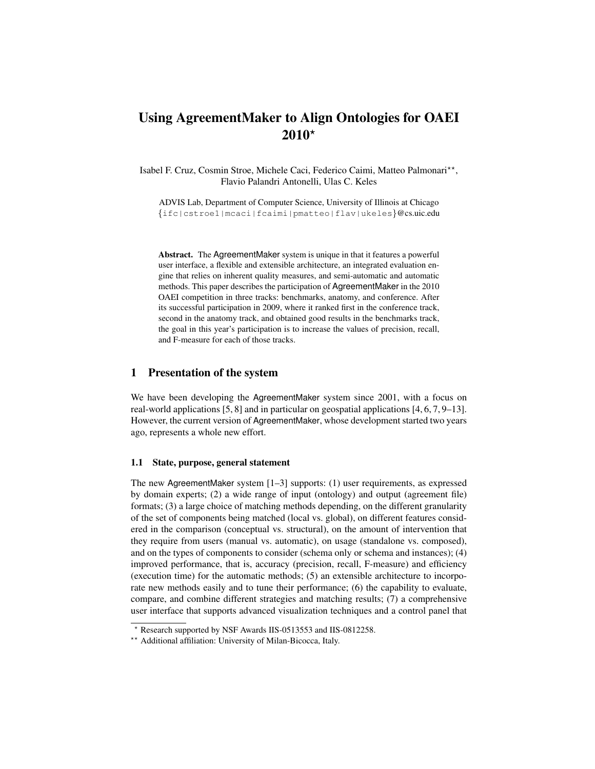# Using AgreementMaker to Align Ontologies for OAEI 2010*

Isabel F. Cruz, Cosmin Stroe, Michele Caci, Federico Caimi, Matteo Palmonari**, Flavio Palandri Antonelli, Ulas C. Keles

ADVIS Lab, Department of Computer Science, University of Illinois at Chicago
{ifc|cstroe1|mcaci|fcaimi|pmatteo|flav|ukeles}@cs.uic.edu

**Abstract.** The AgreementMaker system is unique in that it features a powerful user interface, a flexible and extensible architecture, an integrated evaluation engine that relies on inherent quality measures, and semi-automatic and automatic methods. This paper describes the participation of AgreementMaker in the 2010 OAEI competition in three tracks: benchmarks, anatomy, and conference. After its successful participation in 2009, where it ranked first in the conference track, second in the anatomy track, and obtained good results in the benchmarks track, the goal in this year's participation is to increase the values of precision, recall, and F-measure for each of those tracks.

## 1 Presentation of the system

We have been developing the AgreementMaker system since 2001, with a focus on real-world applications [5, 8] and in particular on geospatial applications [4, 6, 7, 9–13]. However, the current version of AgreementMaker, whose development started two years ago, represents a whole new effort.

### 1.1 State, purpose, general statement

The new AgreementMaker system [1–3] supports: (1) user requirements, as expressed by domain experts; (2) a wide range of input (ontology) and output (agreement file) formats; (3) a large choice of matching methods depending, on the different granularity of the set of components being matched (local vs. global), on different features considered in the comparison (conceptual vs. structural), on the amount of intervention that they require from users (manual vs. automatic), on usage (standalone vs. composed), and on the types of components to consider (schema only or schema and instances); (4) improved performance, that is, accuracy (precision, recall, F-measure) and efficiency (execution time) for the automatic methods; (5) an extensible architecture to incorporate new methods easily and to tune their performance; (6) the capability to evaluate, compare, and combine different strategies and matching results; (7) a comprehensive user interface that supports advanced visualization techniques and a control panel that

---

* Research supported by NSF Awards IIS-0513553 and IIS-0812258.

** Additional affiliation: University of Milan-Bicocca, Italy.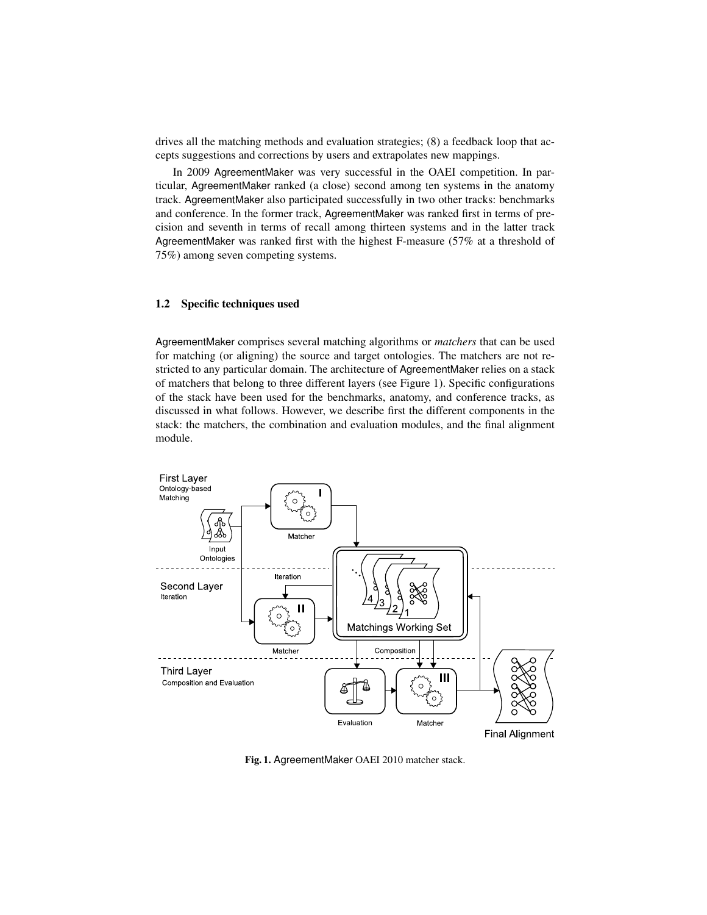drives all the matching methods and evaluation strategies; (8) a feedback loop that accepts suggestions and corrections by users and extrapolates new mappings.

In 2009 AgreementMaker was very successful in the OAEI competition. In particular, AgreementMaker ranked (a close) second among ten systems in the anatomy track. AgreementMaker also participated successfully in two other tracks: benchmarks and conference. In the former track, AgreementMaker was ranked first in terms of precision and seventh in terms of recall among thirteen systems and in the latter track AgreementMaker was ranked first with the highest F-measure (57% at a threshold of 75%) among seven competing systems.

### 1.2 Specific techniques used

AgreementMaker comprises several matching algorithms or *matchers* that can be used for matching (or aligning) the source and target ontologies. The matchers are not restricted to any particular domain. The architecture of AgreementMaker relies on a stack of matchers that belong to three different layers (see Figure 1). Specific configurations of the stack have been used for the benchmarks, anatomy, and conference tracks, as discussed in what follows. However, we describe first the different components in the stack: the matchers, the combination and evaluation modules, and the final alignment module.

**Fig. 1.** AgreementMaker OAEI 2010 matcher stack.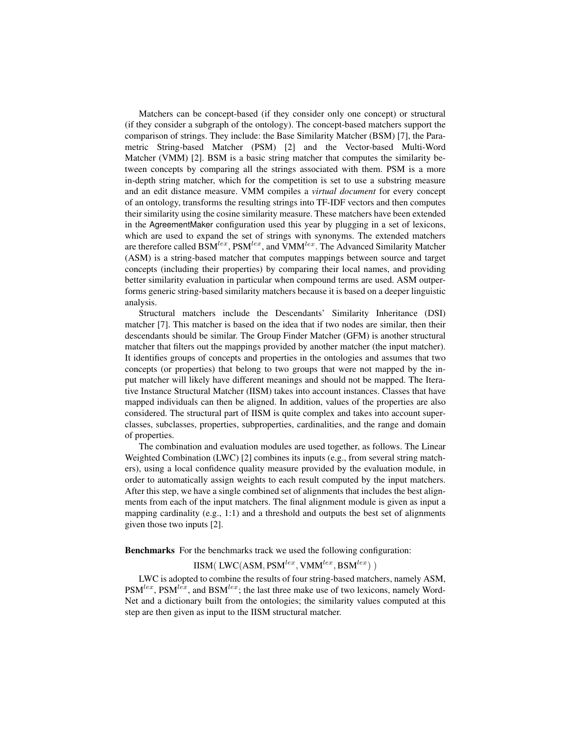Matchers can be concept-based (if they consider only one concept) or structural (if they consider a subgraph of the ontology). The concept-based matchers support the comparison of strings. They include: the Base Similarity Matcher (BSM) [7], the Parametric String-based Matcher (PSM) [2] and the Vector-based Multi-Word Matcher (VMM) [2]. BSM is a basic string matcher that computes the similarity between concepts by comparing all the strings associated with them. PSM is a more in-depth string matcher, which for the competition is set to use a substring measure and an edit distance measure. VMM compiles a *virtual document* for every concept of an ontology, transforms the resulting strings into TF-IDF vectors and then computes their similarity using the cosine similarity measure. These matchers have been extended in the AgreementMaker configuration used this year by plugging in a set of lexicons, which are used to expand the set of strings with synonyms. The extended matchers are therefore called $\text{BSM}^{lex}$, $\text{PSM}^{lex}$, and $\text{VMM}^{lex}$. The Advanced Similarity Matcher (ASM) is a string-based matcher that computes mappings between source and target concepts (including their properties) by comparing their local names, and providing better similarity evaluation in particular when compound terms are used. ASM outperforms generic string-based similarity matchers because it is based on a deeper linguistic analysis.

Structural matchers include the Descendants' Similarity Inheritance (DSI) matcher [7]. This matcher is based on the idea that if two nodes are similar, then their descendants should be similar. The Group Finder Matcher (GFM) is another structural matcher that filters out the mappings provided by another matcher (the input matcher). It identifies groups of concepts and properties in the ontologies and assumes that two concepts (or properties) that belong to two groups that were not mapped by the input matcher will likely have different meanings and should not be mapped. The Iterative Instance Structural Matcher (IISM) takes into account instances. Classes that have mapped individuals can then be aligned. In addition, values of the properties are also considered. The structural part of IISM is quite complex and takes into account superclasses, subclasses, properties, subproperties, cardinalities, and the range and domain of properties.

The combination and evaluation modules are used together, as follows. The Linear Weighted Combination (LWC) [2] combines its inputs (e.g., from several string matchers), using a local confidence quality measure provided by the evaluation module, in order to automatically assign weights to each result computed by the input matchers. After this step, we have a single combined set of alignments that includes the best alignments from each of the input matchers. The final alignment module is given as input a mapping cardinality (e.g., 1:1) and a threshold and outputs the best set of alignments given those two inputs [2].

**Benchmarks** For the benchmarks track we used the following configuration:

$$\text{IISM}(\ \text{LWC}(\text{ASM}, \text{PSM}^{lex}, \text{VMM}^{lex}, \text{BSM}^{lex})\ )$$

LWC is adopted to combine the results of four string-based matchers, namely ASM, $\text{PSM}^{lex}$, $\text{PSM}^{lex}$, and $\text{BSM}^{lex}$; the last three make use of two lexicons, namely WordNet and a dictionary built from the ontologies; the similarity values computed at this step are then given as input to the IISM structural matcher.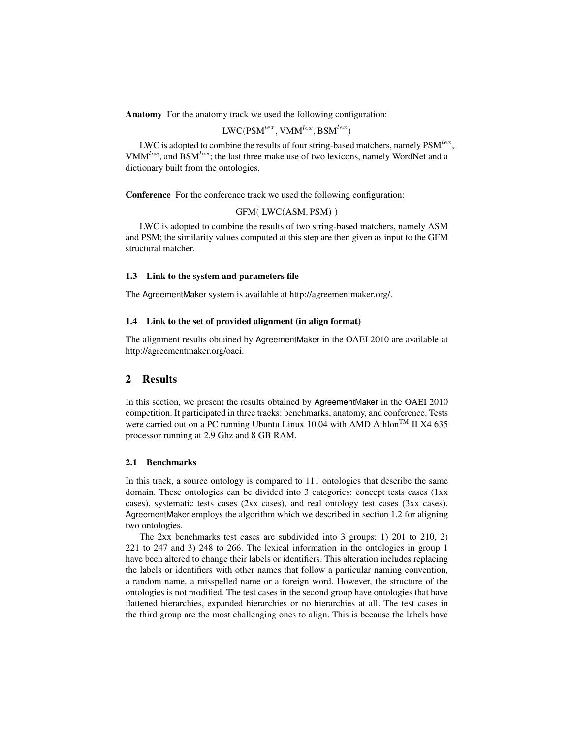**Anatomy** For the anatomy track we used the following configuration:

$$\text{LWC}(\text{PSM}^{lex}, \text{VMM}^{lex}, \text{BSM}^{lex})$$

LWC is adopted to combine the results of four string-based matchers, namely $\text{PSM}^{lex}$, $\text{VMM}^{lex}$, and $\text{BSM}^{lex}$; the last three make use of two lexicons, namely WordNet and a dictionary built from the ontologies.

**Conference** For the conference track we used the following configuration:

$$\text{GFM}(\ \text{LWC}(\text{ASM}, \text{PSM})\ )$$

LWC is adopted to combine the results of two string-based matchers, namely ASM and PSM; the similarity values computed at this step are then given as input to the GFM structural matcher.

### 1.3 Link to the system and parameters file

The AgreementMaker system is available at http://agreementmaker.org/.

### 1.4 Link to the set of provided alignment (in align format)

The alignment results obtained by AgreementMaker in the OAEI 2010 are available at http://agreementmaker.org/oaei.

## 2 Results

In this section, we present the results obtained by AgreementMaker in the OAEI 2010 competition. It participated in three tracks: benchmarks, anatomy, and conference. Tests were carried out on a PC running Ubuntu Linux 10.04 with AMD Athlon™ II X4 635 processor running at 2.9 Ghz and 8 GB RAM.

### 2.1 Benchmarks

In this track, a source ontology is compared to 111 ontologies that describe the same domain. These ontologies can be divided into 3 categories: concept tests cases (1xx cases), systematic tests cases (2xx cases), and real ontology test cases (3xx cases). AgreementMaker employs the algorithm which we described in section 1.2 for aligning two ontologies.

The 2xx benchmarks test cases are subdivided into 3 groups: 1) 201 to 210, 2) 221 to 247 and 3) 248 to 266. The lexical information in the ontologies in group 1 have been altered to change their labels or identifiers. This alteration includes replacing the labels or identifiers with other names that follow a particular naming convention, a random name, a misspelled name or a foreign word. However, the structure of the ontologies is not modified. The test cases in the second group have ontologies that have flattened hierarchies, expanded hierarchies or no hierarchies at all. The test cases in the third group are the most challenging ones to align. This is because the labels have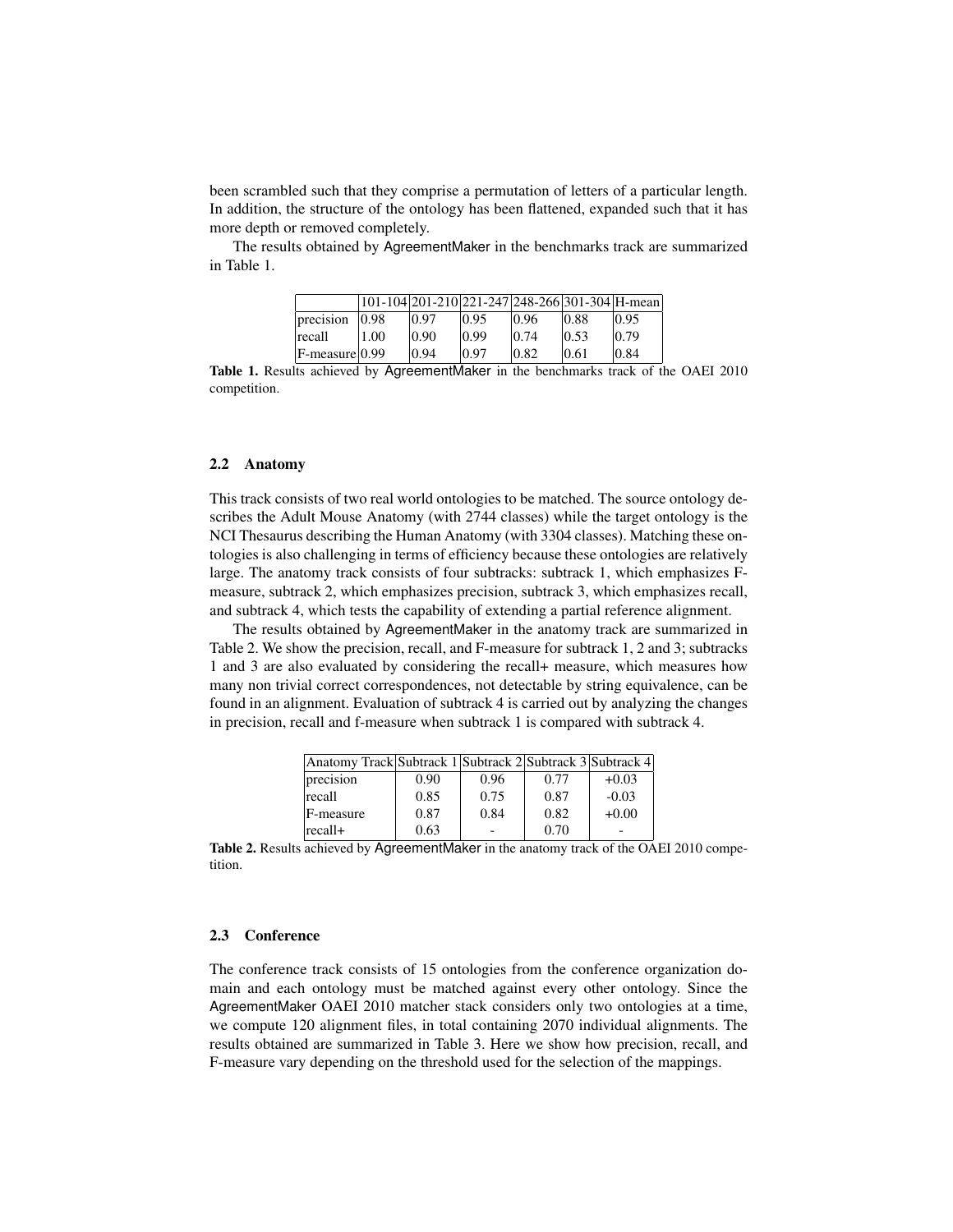been scrambled such that they comprise a permutation of letters of a particular length. In addition, the structure of the ontology has been flattened, expanded such that it has more depth or removed completely.

The results obtained by AgreementMaker in the benchmarks track are summarized in Table 1.

| | 101-104 | 201-210 | 221-247 | 248-266 | 301-304 | H-mean |
|---|---|---|---|---|---|---|
| precision | 0.98 | 0.97 | 0.95 | 0.96 | 0.88 | 0.95 |
| recall | 1.00 | 0.90 | 0.99 | 0.74 | 0.53 | 0.79 |
| F-measure | 0.99 | 0.94 | 0.97 | 0.82 | 0.61 | 0.84 |

**Table 1.** Results achieved by AgreementMaker in the benchmarks track of the OAEI 2010 competition.

### 2.2 Anatomy

This track consists of two real world ontologies to be matched. The source ontology describes the Adult Mouse Anatomy (with 2744 classes) while the target ontology is the NCI Thesaurus describing the Human Anatomy (with 3304 classes). Matching these ontologies is also challenging in terms of efficiency because these ontologies are relatively large. The anatomy track consists of four subtracks: subtrack 1, which emphasizes F-measure, subtrack 2, which emphasizes precision, subtrack 3, which emphasizes recall, and subtrack 4, which tests the capability of extending a partial reference alignment.

The results obtained by AgreementMaker in the anatomy track are summarized in Table 2. We show the precision, recall, and F-measure for subtrack 1, 2 and 3; subtracks 1 and 3 are also evaluated by considering the recall+ measure, which measures how many non trivial correct correspondences, not detectable by string equivalence, can be found in an alignment. Evaluation of subtrack 4 is carried out by analyzing the changes in precision, recall and f-measure when subtrack 1 is compared with subtrack 4.

| Anatomy Track | Subtrack 1 | Subtrack 2 | Subtrack 3 | Subtrack 4 |
|---|---|---|---|---|
| precision | 0.90 | 0.96 | 0.77 | +0.03 |
| recall | 0.85 | 0.75 | 0.87 | -0.03 |
| F-measure | 0.87 | 0.84 | 0.82 | +0.00 |
| recall+ | 0.63 | - | 0.70 | - |

**Table 2.** Results achieved by AgreementMaker in the anatomy track of the OAEI 2010 competition.

### 2.3 Conference

The conference track consists of 15 ontologies from the conference organization domain and each ontology must be matched against every other ontology. Since the AgreementMaker OAEI 2010 matcher stack considers only two ontologies at a time, we compute 120 alignment files, in total containing 2070 individual alignments. The results obtained are summarized in Table 3. Here we show how precision, recall, and F-measure vary depending on the threshold used for the selection of the mappings.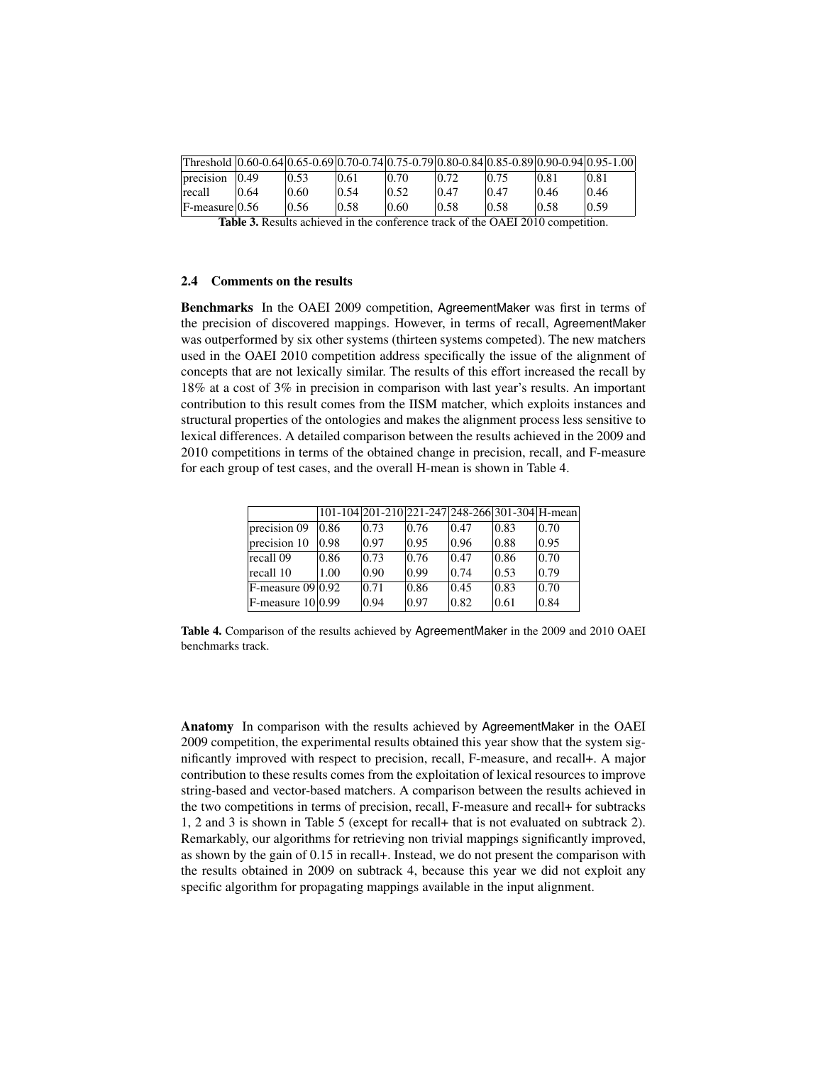| Threshold | 0.60-0.64 | 0.65-0.69 | 0.70-0.74 | 0.75-0.79 | 0.80-0.84 | 0.85-0.89 | 0.90-0.94 | 0.95-1.00 |
|---|---|---|---|---|---|---|---|---|
| precision | 0.49 | 0.53 | 0.61 | 0.70 | 0.72 | 0.75 | 0.81 | 0.81 |
| recall | 0.64 | 0.60 | 0.54 | 0.52 | 0.47 | 0.47 | 0.46 | 0.46 |
| F-measure | 0.56 | 0.56 | 0.58 | 0.60 | 0.58 | 0.58 | 0.58 | 0.59 |

**Table 3.** Results achieved in the conference track of the OAEI 2010 competition.

### 2.4 Comments on the results

**Benchmarks** In the OAEI 2009 competition, AgreementMaker was first in terms of the precision of discovered mappings. However, in terms of recall, AgreementMaker was outperformed by six other systems (thirteen systems competed). The new matchers used in the OAEI 2010 competition address specifically the issue of the alignment of concepts that are not lexically similar. The results of this effort increased the recall by 18% at a cost of 3% in precision in comparison with last year's results. An important contribution to this result comes from the IISM matcher, which exploits instances and structural properties of the ontologies and makes the alignment process less sensitive to lexical differences. A detailed comparison between the results achieved in the 2009 and 2010 competitions in terms of the obtained change in precision, recall, and F-measure for each group of test cases, and the overall H-mean is shown in Table 4.

| | 101-104 | 201-210 | 221-247 | 248-266 | 301-304 | H-mean |
|---|---|---|---|---|---|---|
| precision 09 | 0.86 | 0.73 | 0.76 | 0.47 | 0.83 | 0.70 |
| precision 10 | 0.98 | 0.97 | 0.95 | 0.96 | 0.88 | 0.95 |
| recall 09 | 0.86 | 0.73 | 0.76 | 0.47 | 0.86 | 0.70 |
| recall 10 | 1.00 | 0.90 | 0.99 | 0.74 | 0.53 | 0.79 |
| F-measure 09 | 0.92 | 0.71 | 0.86 | 0.45 | 0.83 | 0.70 |
| F-measure 10 | 0.99 | 0.94 | 0.97 | 0.82 | 0.61 | 0.84 |

**Table 4.** Comparison of the results achieved by AgreementMaker in the 2009 and 2010 OAEI benchmarks track.

**Anatomy** In comparison with the results achieved by AgreementMaker in the OAEI 2009 competition, the experimental results obtained this year show that the system significantly improved with respect to precision, recall, F-measure, and recall+. A major contribution to these results comes from the exploitation of lexical resources to improve string-based and vector-based matchers. A comparison between the results achieved in the two competitions in terms of precision, recall, F-measure and recall+ for subtracks 1, 2 and 3 is shown in Table 5 (except for recall+ that is not evaluated on subtrack 2). Remarkably, our algorithms for retrieving non trivial mappings significantly improved, as shown by the gain of 0.15 in recall+. Instead, we do not present the comparison with the results obtained in 2009 on subtrack 4, because this year we did not exploit any specific algorithm for propagating mappings available in the input alignment.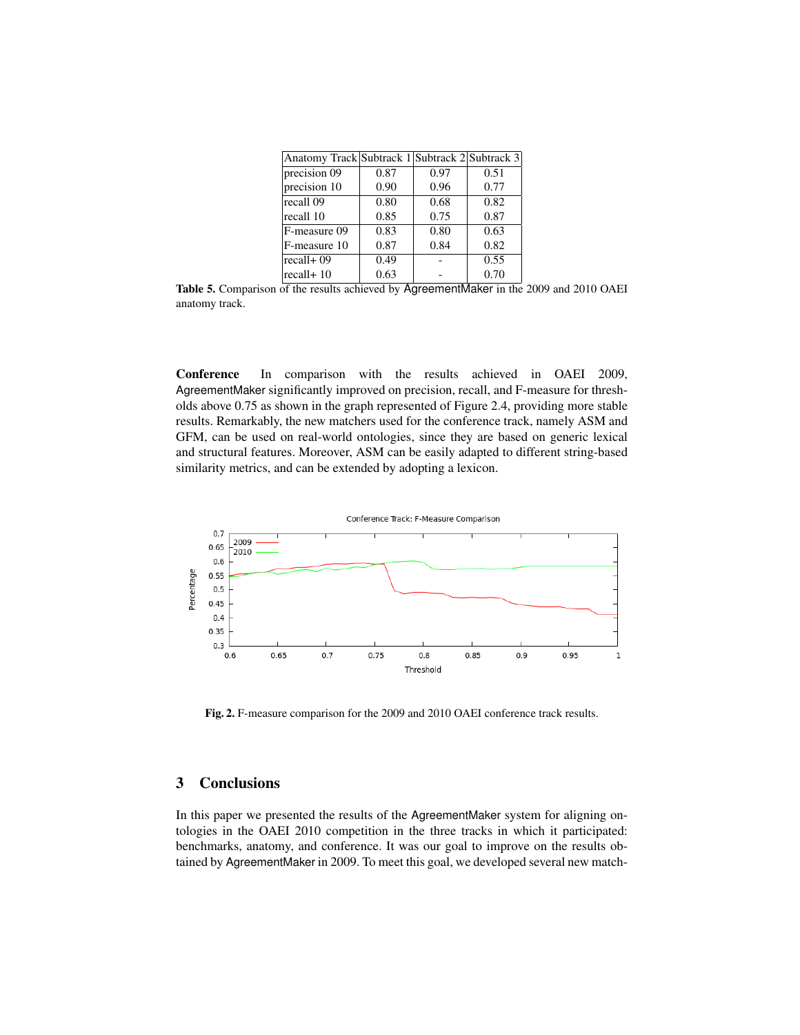| Anatomy Track | Subtrack 1 | Subtrack 2 | Subtrack 3 |
|---|---|---|---|
| precision 09 | 0.87 | 0.97 | 0.51 |
| precision 10 | 0.90 | 0.96 | 0.77 |
| recall 09 | 0.80 | 0.68 | 0.82 |
| recall 10 | 0.85 | 0.75 | 0.87 |
| F-measure 09 | 0.83 | 0.80 | 0.63 |
| F-measure 10 | 0.87 | 0.84 | 0.82 |
| recall+ 09 | 0.49 | - | 0.55 |
| recall+ 10 | 0.63 | - | 0.70 |

**Table 5.** Comparison of the results achieved by AgreementMaker in the 2009 and 2010 OAEI anatomy track.

**Conference** In comparison with the results achieved in OAEI 2009, AgreementMaker significantly improved on precision, recall, and F-measure for thresholds above 0.75 as shown in the graph represented of Figure 2.4, providing more stable results. Remarkably, the new matchers used for the conference track, namely ASM and GFM, can be used on real-world ontologies, since they are based on generic lexical and structural features. Moreover, ASM can be easily adapted to different string-based similarity metrics, and can be extended by adopting a lexicon.

**Fig. 2.** F-measure comparison for the 2009 and 2010 OAEI conference track results.

## 3 Conclusions

In this paper we presented the results of the AgreementMaker system for aligning ontologies in the OAEI 2010 competition in the three tracks in which it participated: benchmarks, anatomy, and conference. It was our goal to improve on the results obtained by AgreementMaker in 2009. To meet this goal, we developed several new match-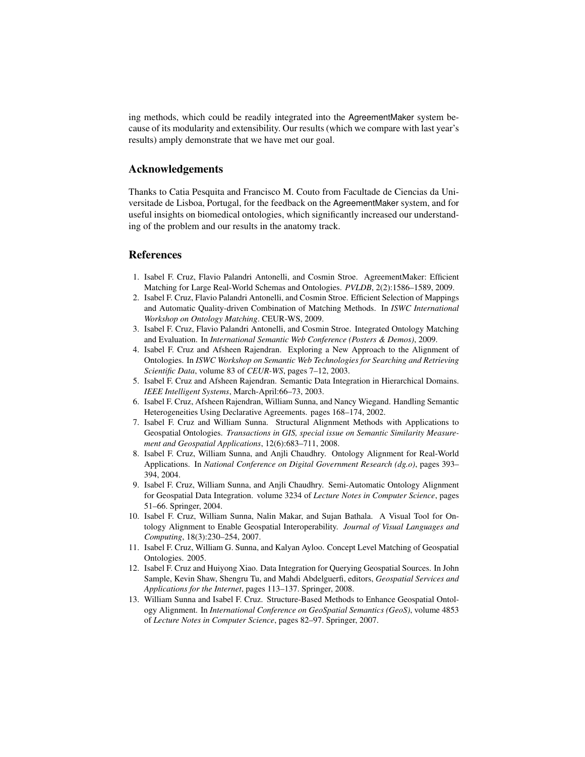ing methods, which could be readily integrated into the AgreementMaker system because of its modularity and extensibility. Our results (which we compare with last year's results) amply demonstrate that we have met our goal.

## Acknowledgements

Thanks to Catia Pesquita and Francisco M. Couto from Facultade de Ciencias da Universitade de Lisboa, Portugal, for the feedback on the AgreementMaker system, and for useful insights on biomedical ontologies, which significantly increased our understanding of the problem and our results in the anatomy track.

## References

1. Isabel F. Cruz, Flavio Palandri Antonelli, and Cosmin Stroe. AgreementMaker: Efficient Matching for Large Real-World Schemas and Ontologies. *PVLDB*, 2(2):1586–1589, 2009.
2. Isabel F. Cruz, Flavio Palandri Antonelli, and Cosmin Stroe. Efficient Selection of Mappings and Automatic Quality-driven Combination of Matching Methods. In *ISWC International Workshop on Ontology Matching*. CEUR-WS, 2009.
3. Isabel F. Cruz, Flavio Palandri Antonelli, and Cosmin Stroe. Integrated Ontology Matching and Evaluation. In *International Semantic Web Conference (Posters & Demos)*, 2009.
4. Isabel F. Cruz and Afsheen Rajendran. Exploring a New Approach to the Alignment of Ontologies. In *ISWC Workshop on Semantic Web Technologies for Searching and Retrieving Scientific Data*, volume 83 of *CEUR-WS*, pages 7–12, 2003.
5. Isabel F. Cruz and Afsheen Rajendran. Semantic Data Integration in Hierarchical Domains. *IEEE Intelligent Systems*, March-April:66–73, 2003.
6. Isabel F. Cruz, Afsheen Rajendran, William Sunna, and Nancy Wiegand. Handling Semantic Heterogeneities Using Declarative Agreements. pages 168–174, 2002.
7. Isabel F. Cruz and William Sunna. Structural Alignment Methods with Applications to Geospatial Ontologies. *Transactions in GIS, special issue on Semantic Similarity Measurement and Geospatial Applications*, 12(6):683–711, 2008.
8. Isabel F. Cruz, William Sunna, and Anjli Chaudhry. Ontology Alignment for Real-World Applications. In *National Conference on Digital Government Research (dg.o)*, pages 393–394, 2004.
9. Isabel F. Cruz, William Sunna, and Anjli Chaudhry. Semi-Automatic Ontology Alignment for Geospatial Data Integration. volume 3234 of *Lecture Notes in Computer Science*, pages 51–66. Springer, 2004.
10. Isabel F. Cruz, William Sunna, Nalin Makar, and Sujan Bathala. A Visual Tool for Ontology Alignment to Enable Geospatial Interoperability. *Journal of Visual Languages and Computing*, 18(3):230–254, 2007.
11. Isabel F. Cruz, William G. Sunna, and Kalyan Ayloo. Concept Level Matching of Geospatial Ontologies. 2005.
12. Isabel F. Cruz and Huiyong Xiao. Data Integration for Querying Geospatial Sources. In John Sample, Kevin Shaw, Shengru Tu, and Mahdi Abdelguerfi, editors, *Geospatial Services and Applications for the Internet*, pages 113–137. Springer, 2008.
13. William Sunna and Isabel F. Cruz. Structure-Based Methods to Enhance Geospatial Ontology Alignment. In *International Conference on GeoSpatial Semantics (GeoS)*, volume 4853 of *Lecture Notes in Computer Science*, pages 82–97. Springer, 2007.